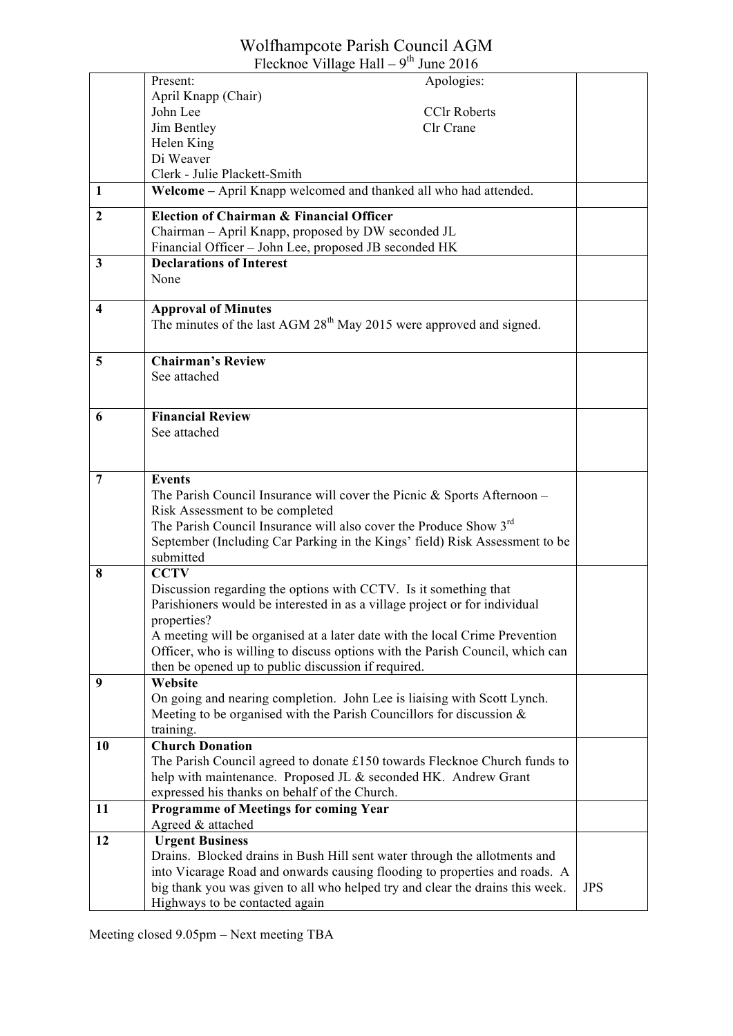# Wolfhampcote Parish Council AGM

Flecknoe Village Hall – 9th June 2016

| | | |
|---|---|---|
| | Present:<br>April Knapp (Chair)<br>John Lee<br>Jim Bentley<br>Helen King<br>Di Weaver<br>Clerk - Julie Plackett-Smith<br><br>Apologies:<br>CClr Roberts<br>Clr Crane | |
| 1 | **Welcome –** April Knapp welcomed and thanked all who had attended. | |
| 2 | **Election of Chairman & Financial Officer**<br>Chairman – April Knapp, proposed by DW seconded JL<br>Financial Officer – John Lee, proposed JB seconded HK | |
| 3 | **Declarations of Interest**<br>None | |
| 4 | **Approval of Minutes**<br>The minutes of the last AGM 28th May 2015 were approved and signed. | |
| 5 | **Chairman's Review**<br>See attached | |
| 6 | **Financial Review**<br>See attached | |
| 7 | **Events**<br>The Parish Council Insurance will cover the Picnic & Sports Afternoon – Risk Assessment to be completed<br>The Parish Council Insurance will also cover the Produce Show 3rd September (Including Car Parking in the Kings' field) Risk Assessment to be submitted | |
| 8 | **CCTV**<br>Discussion regarding the options with CCTV. Is it something that Parishioners would be interested in as a village project or for individual properties?<br>A meeting will be organised at a later date with the local Crime Prevention Officer, who is willing to discuss options with the Parish Council, which can then be opened up to public discussion if required. | |
| 9 | **Website**<br>On going and nearing completion. John Lee is liaising with Scott Lynch. Meeting to be organised with the Parish Councillors for discussion & training. | |
| 10 | **Church Donation**<br>The Parish Council agreed to donate £150 towards Flecknoe Church funds to help with maintenance. Proposed JL & seconded HK. Andrew Grant expressed his thanks on behalf of the Church. | |
| 11 | **Programme of Meetings for coming Year**<br>Agreed & attached | |
| 12 | **Urgent Business**<br>Drains. Blocked drains in Bush Hill sent water through the allotments and into Vicarage Road and onwards causing flooding to properties and roads. A big thank you was given to all who helped try and clear the drains this week. Highways to be contacted again | JPS |

Meeting closed 9.05pm – Next meeting TBA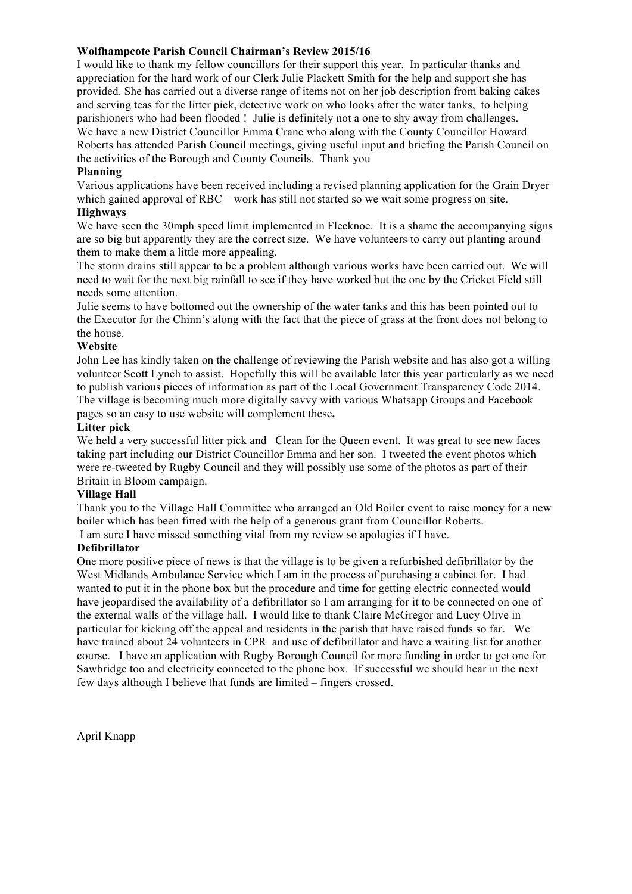**Wolfhampcote Parish Council Chairman's Review 2015/16**

I would like to thank my fellow councillors for their support this year. In particular thanks and appreciation for the hard work of our Clerk Julie Plackett Smith for the help and support she has provided. She has carried out a diverse range of items not on her job description from baking cakes and serving teas for the litter pick, detective work on who looks after the water tanks, to helping parishioners who had been flooded ! Julie is definitely not a one to shy away from challenges.

We have a new District Councillor Emma Crane who along with the County Councillor Howard Roberts has attended Parish Council meetings, giving useful input and briefing the Parish Council on the activities of the Borough and County Councils. Thank you

**Planning**

Various applications have been received including a revised planning application for the Grain Dryer which gained approval of RBC – work has still not started so we wait some progress on site.

**Highways**

We have seen the 30mph speed limit implemented in Flecknoe. It is a shame the accompanying signs are so big but apparently they are the correct size. We have volunteers to carry out planting around them to make them a little more appealing.

The storm drains still appear to be a problem although various works have been carried out. We will need to wait for the next big rainfall to see if they have worked but the one by the Cricket Field still needs some attention.

Julie seems to have bottomed out the ownership of the water tanks and this has been pointed out to the Executor for the Chinn's along with the fact that the piece of grass at the front does not belong to the house.

**Website**

John Lee has kindly taken on the challenge of reviewing the Parish website and has also got a willing volunteer Scott Lynch to assist. Hopefully this will be available later this year particularly as we need to publish various pieces of information as part of the Local Government Transparency Code 2014. The village is becoming much more digitally savvy with various Whatsapp Groups and Facebook pages so an easy to use website will complement these**.**

**Litter pick**

We held a very successful litter pick and Clean for the Queen event. It was great to see new faces taking part including our District Councillor Emma and her son. I tweeted the event photos which were re-tweeted by Rugby Council and they will possibly use some of the photos as part of their Britain in Bloom campaign.

**Village Hall**

Thank you to the Village Hall Committee who arranged an Old Boiler event to raise money for a new boiler which has been fitted with the help of a generous grant from Councillor Roberts.

I am sure I have missed something vital from my review so apologies if I have.

**Defibrillator**

One more positive piece of news is that the village is to be given a refurbished defibrillator by the West Midlands Ambulance Service which I am in the process of purchasing a cabinet for. I had wanted to put it in the phone box but the procedure and time for getting electric connected would have jeopardised the availability of a defibrillator so I am arranging for it to be connected on one of the external walls of the village hall. I would like to thank Claire McGregor and Lucy Olive in particular for kicking off the appeal and residents in the parish that have raised funds so far. We have trained about 24 volunteers in CPR and use of defibrillator and have a waiting list for another course. I have an application with Rugby Borough Council for more funding in order to get one for Sawbridge too and electricity connected to the phone box. If successful we should hear in the next few days although I believe that funds are limited – fingers crossed.

April Knapp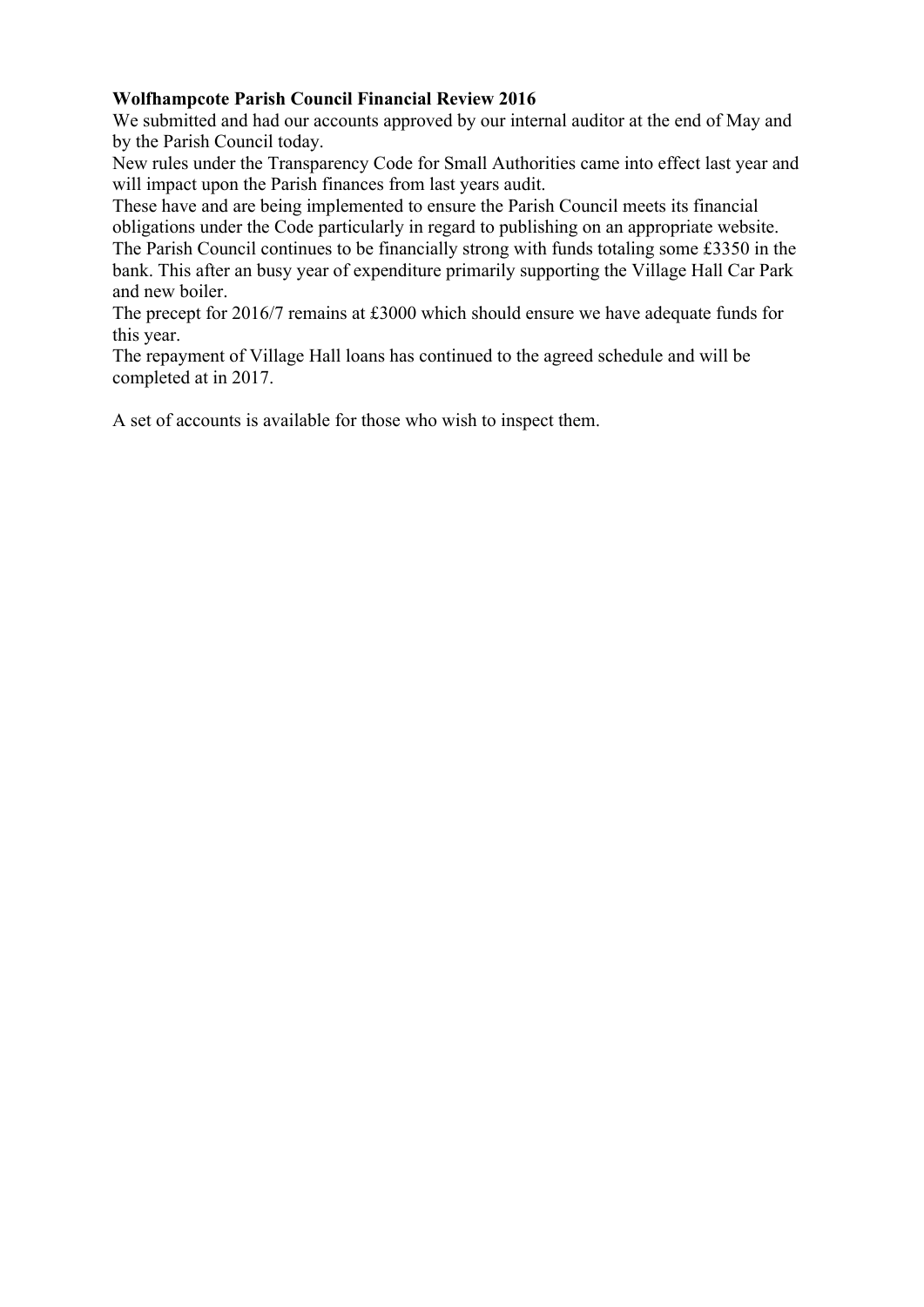**Wolfhampcote Parish Council Financial Review 2016**

We submitted and had our accounts approved by our internal auditor at the end of May and by the Parish Council today.

New rules under the Transparency Code for Small Authorities came into effect last year and will impact upon the Parish finances from last years audit.

These have and are being implemented to ensure the Parish Council meets its financial obligations under the Code particularly in regard to publishing on an appropriate website.

The Parish Council continues to be financially strong with funds totaling some £3350 in the bank. This after an busy year of expenditure primarily supporting the Village Hall Car Park and new boiler.

The precept for 2016/7 remains at £3000 which should ensure we have adequate funds for this year.

The repayment of Village Hall loans has continued to the agreed schedule and will be completed at in 2017.

A set of accounts is available for those who wish to inspect them.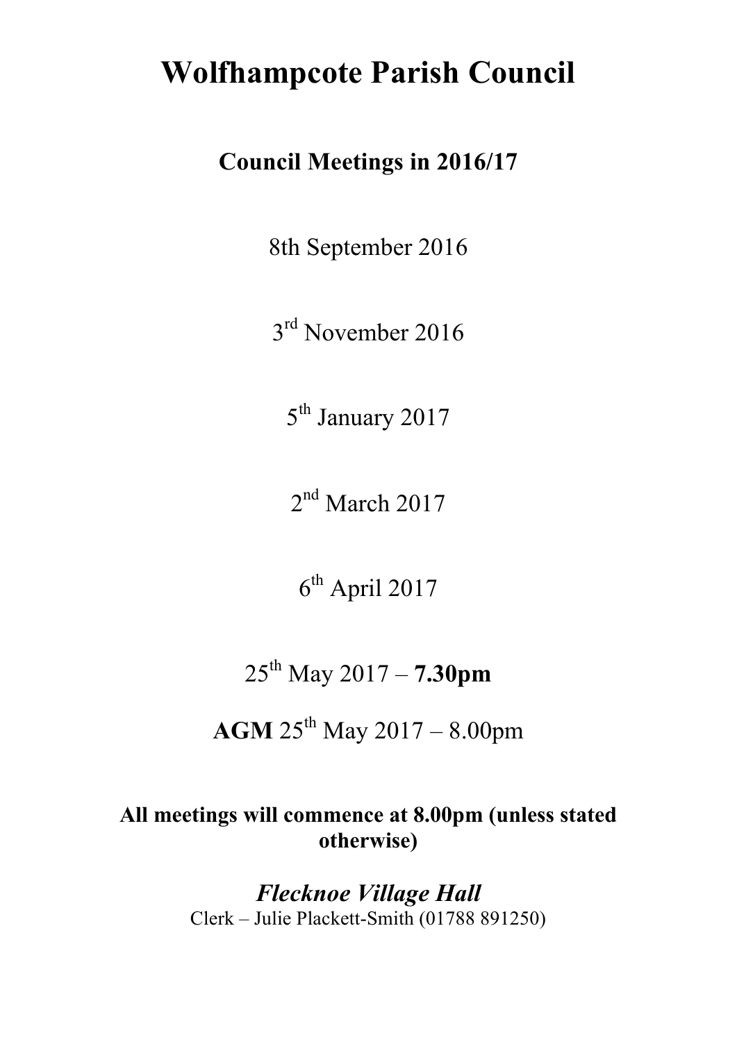# Wolfhampcote Parish Council

## Council Meetings in 2016/17

8th September 2016

3rd November 2016

5th January 2017

2nd March 2017

6th April 2017

25th May 2017 – **7.30pm**

**AGM** 25th May 2017 – 8.00pm

**All meetings will commence at 8.00pm (unless stated otherwise)**

***Flecknoe Village Hall***

Clerk – Julie Plackett-Smith (01788 891250)